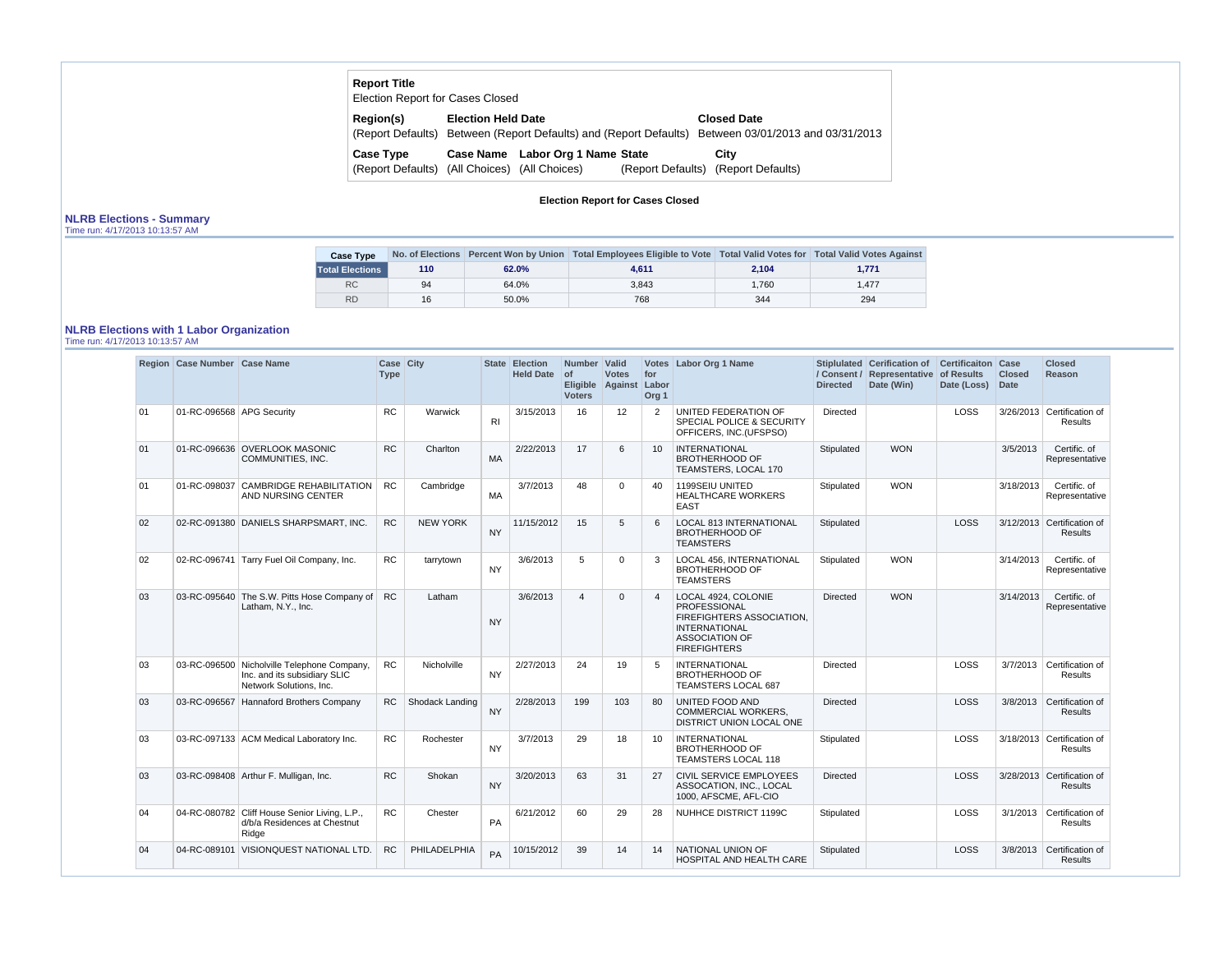**Report Title**
Election Report for Cases Closed

| Region(s) | Election Held Date | Closed Date |
|---|---|---|
| (Report Defaults) | Between (Report Defaults) and (Report Defaults) | Between 03/01/2013 and 03/31/2013 |

| Case Type | Case Name | Labor Org 1 Name | State | City |
|---|---|---|---|---|
| (Report Defaults) | (All Choices) | (All Choices) | (Report Defaults) | (Report Defaults) |

**Election Report for Cases Closed**

## NLRB Elections - Summary

Time run: 4/17/2013 10:13:57 AM

| Case Type | No. of Elections | Percent Won by Union | Total Employees Eligible to Vote | Total Valid Votes for | Total Valid Votes Against |
|---|---|---|---|---|---|
| **Total Elections** | **110** | **62.0%** | **4,611** | **2,104** | **1,771** |
| RC | 94 | 64.0% | 3,843 | 1,760 | 1,477 |
| RD | 16 | 50.0% | 768 | 344 | 294 |

## NLRB Elections with 1 Labor Organization

Time run: 4/17/2013 10:13:57 AM

| Region | Case Number | Case Name | Case Type | City | State | Election Held Date | Number of Eligible Voters | Valid Votes Against | Votes for Labor Org 1 | Labor Org 1 Name | Stiplulated / Consent / Directed | Certification of Representative Date (Win) | Certificaiton of Results Date (Loss) | Case Closed Date | Closed Reason |
|---|---|---|---|---|---|---|---|---|---|---|---|---|---|---|---|
| 01 | 01-RC-096568 | APG Security | RC | Warwick | RI | 3/15/2013 | 16 | 12 | 2 | UNITED FEDERATION OF SPECIAL POLICE & SECURITY OFFICERS, INC.(UFSPSO) | Directed | | LOSS | 3/26/2013 | Certification of Results |
| 01 | 01-RC-096636 | OVERLOOK MASONIC COMMUNITIES, INC. | RC | Charlton | MA | 2/22/2013 | 17 | 6 | 10 | INTERNATIONAL BROTHERHOOD OF TEAMSTERS, LOCAL 170 | Stipulated | WON | | 3/5/2013 | Certific. of Representative |
| 01 | 01-RC-098037 | CAMBRIDGE REHABILITATION AND NURSING CENTER | RC | Cambridge | MA | 3/7/2013 | 48 | 0 | 40 | 1199SEIU UNITED HEALTHCARE WORKERS EAST | Stipulated | WON | | 3/18/2013 | Certific. of Representative |
| 02 | 02-RC-091380 | DANIELS SHARPSMART, INC. | RC | NEW YORK | NY | 11/15/2012 | 15 | 5 | 6 | LOCAL 813 INTERNATIONAL BROTHERHOOD OF TEAMSTERS | Stipulated | | LOSS | 3/12/2013 | Certification of Results |
| 02 | 02-RC-096741 | Tarry Fuel Oil Company, Inc. | RC | tarrytown | NY | 3/6/2013 | 5 | 0 | 3 | LOCAL 456, INTERNATIONAL BROTHERHOOD OF TEAMSTERS | Stipulated | WON | | 3/14/2013 | Certific. of Representative |
| 03 | 03-RC-095640 | The S.W. Pitts Hose Company of Latham, N.Y., Inc. | RC | Latham | NY | 3/6/2013 | 4 | 0 | 4 | LOCAL 4924, COLONIE PROFESSIONAL FIREFIGHTERS ASSOCIATION, INTERNATIONAL ASSOCIATION OF FIREFIGHTERS | Directed | WON | | 3/14/2013 | Certific. of Representative |
| 03 | 03-RC-096500 | Nicholville Telephone Company, Inc. and its subsidiary SLIC Network Solutions, Inc. | RC | Nicholville | NY | 2/27/2013 | 24 | 19 | 5 | INTERNATIONAL BROTHERHOOD OF TEAMSTERS LOCAL 687 | Directed | | LOSS | 3/7/2013 | Certification of Results |
| 03 | 03-RC-096567 | Hannaford Brothers Company | RC | Shodack Landing | NY | 2/28/2013 | 199 | 103 | 80 | UNITED FOOD AND COMMERCIAL WORKERS, DISTRICT UNION LOCAL ONE | Directed | | LOSS | 3/8/2013 | Certification of Results |
| 03 | 03-RC-097133 | ACM Medical Laboratory Inc. | RC | Rochester | NY | 3/7/2013 | 29 | 18 | 10 | INTERNATIONAL BROTHERHOOD OF TEAMSTERS LOCAL 118 | Stipulated | | LOSS | 3/18/2013 | Certification of Results |
| 03 | 03-RC-098408 | Arthur F. Mulligan, Inc. | RC | Shokan | NY | 3/20/2013 | 63 | 31 | 27 | CIVIL SERVICE EMPLOYEES ASSOCATION, INC., LOCAL 1000, AFSCME, AFL-CIO | Directed | | LOSS | 3/28/2013 | Certification of Results |
| 04 | 04-RC-080782 | Cliff House Senior Living, L.P., d/b/a Residences at Chestnut Ridge | RC | Chester | PA | 6/21/2012 | 60 | 29 | 28 | NUHHCE DISTRICT 1199C | Stipulated | | LOSS | 3/1/2013 | Certification of Results |
| 04 | 04-RC-089101 | VISIONQUEST NATIONAL LTD. | RC | PHILADELPHIA | PA | 10/15/2012 | 39 | 14 | 14 | NATIONAL UNION OF HOSPITAL AND HEALTH CARE | Stipulated | | LOSS | 3/8/2013 | Certification of Results |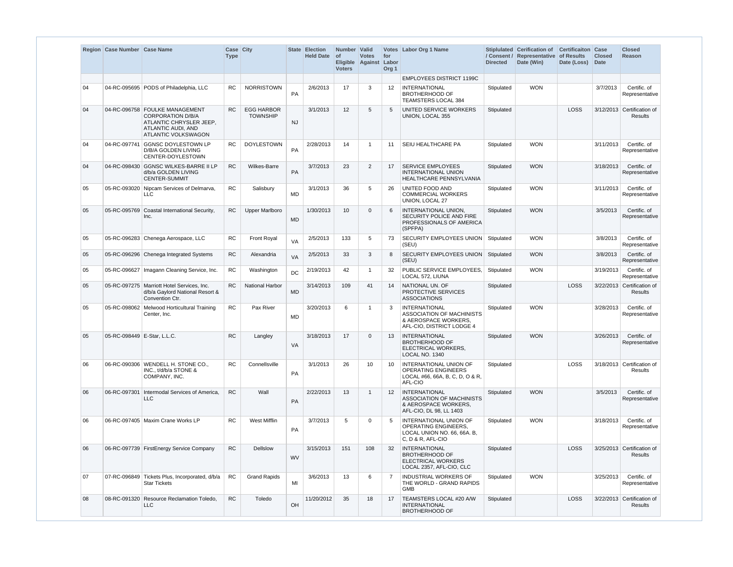| Region | Case Number | Case Name | Case Type | City | State | Election Held Date | Number of Eligible Voters | Valid Votes Against | Votes for Labor Org 1 | Labor Org 1 Name | Stiplulated / Consent / Directed | Cerification of Representative Date (Win) | Certificaiton of Results Date (Loss) | Case Closed Date | Closed Reason |
|---|---|---|---|---|---|---|---|---|---|---|---|---|---|---|---|
| | | | | | | | | | | EMPLOYEES DISTRICT 1199C | | | | | |
| 04 | 04-RC-095695 | PODS of Philadelphia, LLC | RC | NORRISTOWN | PA | 2/6/2013 | 17 | 3 | 12 | INTERNATIONAL BROTHERHOOD OF TEAMSTERS LOCAL 384 | Stipulated | WON | | 3/7/2013 | Certific. of Representative |
| 04 | 04-RC-096758 | FOULKE MANAGEMENT CORPORATION D/B/A ATLANTIC CHRYSLER JEEP, ATLANTIC AUDI, AND ATLANTIC VOLKSWAGON | RC | EGG HARBOR TOWNSHIP | NJ | 3/1/2013 | 12 | 5 | 5 | UNITED SERVICE WORKERS UNION, LOCAL 355 | Stipulated | | LOSS | 3/12/2013 | Certification of Results |
| 04 | 04-RC-097741 | GGNSC DOYLESTOWN LP D/B/A GOLDEN LIVING CENTER-DOYLESTOWN | RC | DOYLESTOWN | PA | 2/28/2013 | 14 | 1 | 11 | SEIU HEALTHCARE PA | Stipulated | WON | | 3/11/2013 | Certific. of Representative |
| 04 | 04-RC-098430 | GGNSC WILKES-BARRE II LP d/b/a GOLDEN LIVING CENTER-SUMMIT | RC | Wilkes-Barre | PA | 3/7/2013 | 23 | 2 | 17 | SERVICE EMPLOYEES INTERNATIONAL UNION HEALTHCARE PENNSYLVANIA | Stipulated | WON | | 3/18/2013 | Certific. of Representative |
| 05 | 05-RC-093020 | Nipcam Services of Delmarva, LLC | RC | Salisbury | MD | 3/1/2013 | 36 | 5 | 26 | UNITED FOOD AND COMMERCIAL WORKERS UNION, LOCAL 27 | Stipulated | WON | | 3/11/2013 | Certific. of Representative |
| 05 | 05-RC-095769 | Coastal International Security, Inc. | RC | Upper Marlboro | MD | 1/30/2013 | 10 | 0 | 6 | INTERNATIONAL UNION, SECURITY POLICE AND FIRE PROFESSIONALS OF AMERICA (SPFPA) | Stipulated | WON | | 3/5/2013 | Certific. of Representative |
| 05 | 05-RC-096283 | Chenega Aerospace, LLC | RC | Front Royal | VA | 2/5/2013 | 133 | 5 | 73 | SECURITY EMPLOYEES UNION (SEU) | Stipulated | WON | | 3/8/2013 | Certific. of Representative |
| 05 | 05-RC-096296 | Chenega Integrated Systems | RC | Alexandria | VA | 2/5/2013 | 33 | 3 | 8 | SECURITY EMPLOYEES UNION (SEU) | Stipulated | WON | | 3/8/2013 | Certific. of Representative |
| 05 | 05-RC-096627 | Imagann Cleaning Service, Inc. | RC | Washington | DC | 2/19/2013 | 42 | 1 | 32 | PUBLIC SERVICE EMPLOYEES, LOCAL 572, LIUNA | Stipulated | WON | | 3/19/2013 | Certific. of Representative |
| 05 | 05-RC-097275 | Marriott Hotel Services, Inc. d/b/a Gaylord National Resort & Convention Ctr. | RC | National Harbor | MD | 3/14/2013 | 109 | 41 | 14 | NATIONAL UN. OF PROTECTIVE SERVICES ASSOCIATIONS | Stipulated | | LOSS | 3/22/2013 | Certification of Results |
| 05 | 05-RC-098062 | Melwood Horticultural Training Center, Inc. | RC | Pax River | MD | 3/20/2013 | 6 | 1 | 3 | INTERNATIONAL ASSOCIATION OF MACHINISTS & AEROSPACE WORKERS, AFL-CIO, DISTRICT LODGE 4 | Stipulated | WON | | 3/28/2013 | Certific. of Representative |
| 05 | 05-RC-098449 | E-Star, L.L.C. | RC | Langley | VA | 3/18/2013 | 17 | 0 | 13 | INTERNATIONAL BROTHERHOOD OF ELECTRICAL WORKERS, LOCAL NO. 1340 | Stipulated | WON | | 3/26/2013 | Certific. of Representative |
| 06 | 06-RC-090306 | WENDELL H. STONE CO., INC., t/d/b/a STONE & COMPANY, INC. | RC | Connellsville | PA | 3/1/2013 | 26 | 10 | 10 | INTERNATIONAL UNION OF OPERATING ENGINEERS LOCAL #66, 66A, B, C, D, O & R, AFL-CIO | Stipulated | | LOSS | 3/18/2013 | Certification of Results |
| 06 | 06-RC-097301 | Intermodal Services of America, LLC | RC | Wall | PA | 2/22/2013 | 13 | 1 | 12 | INTERNATIONAL ASSOCIATION OF MACHINISTS & AEROSPACE WORKERS, AFL-CIO, DL 98, LL 1403 | Stipulated | WON | | 3/5/2013 | Certific. of Representative |
| 06 | 06-RC-097405 | Maxim Crane Works LP | RC | West Mifflin | PA | 3/7/2013 | 5 | 0 | 5 | INTERNATIONAL UNION OF OPERATING ENGINEERS, LOCAL UNION NO. 66, 66A. B, C, D & R, AFL-CIO | Stipulated | WON | | 3/18/2013 | Certific. of Representative |
| 06 | 06-RC-097739 | FirstEnergy Service Company | RC | Dellslow | WV | 3/15/2013 | 151 | 108 | 32 | INTERNATIONAL BROTHERHOOD OF ELECTRICAL WORKERS LOCAL 2357, AFL-CIO, CLC | Stipulated | | LOSS | 3/25/2013 | Certification of Results |
| 07 | 07-RC-096849 | Tickets Plus, Incorporated, d/b/a Star Tickets | RC | Grand Rapids | MI | 3/6/2013 | 13 | 6 | 7 | INDUSTRIAL WORKERS OF THE WORLD - GRAND RAPIDS GMB | Stipulated | WON | | 3/25/2013 | Certific. of Representative |
| 08 | 08-RC-091320 | Resource Reclamation Toledo, LLC | RC | Toledo | OH | 11/20/2012 | 35 | 18 | 17 | TEAMSTERS LOCAL #20 A/W INTERNATIONAL BROTHERHOOD OF | Stipulated | | LOSS | 3/22/2013 | Certification of Results |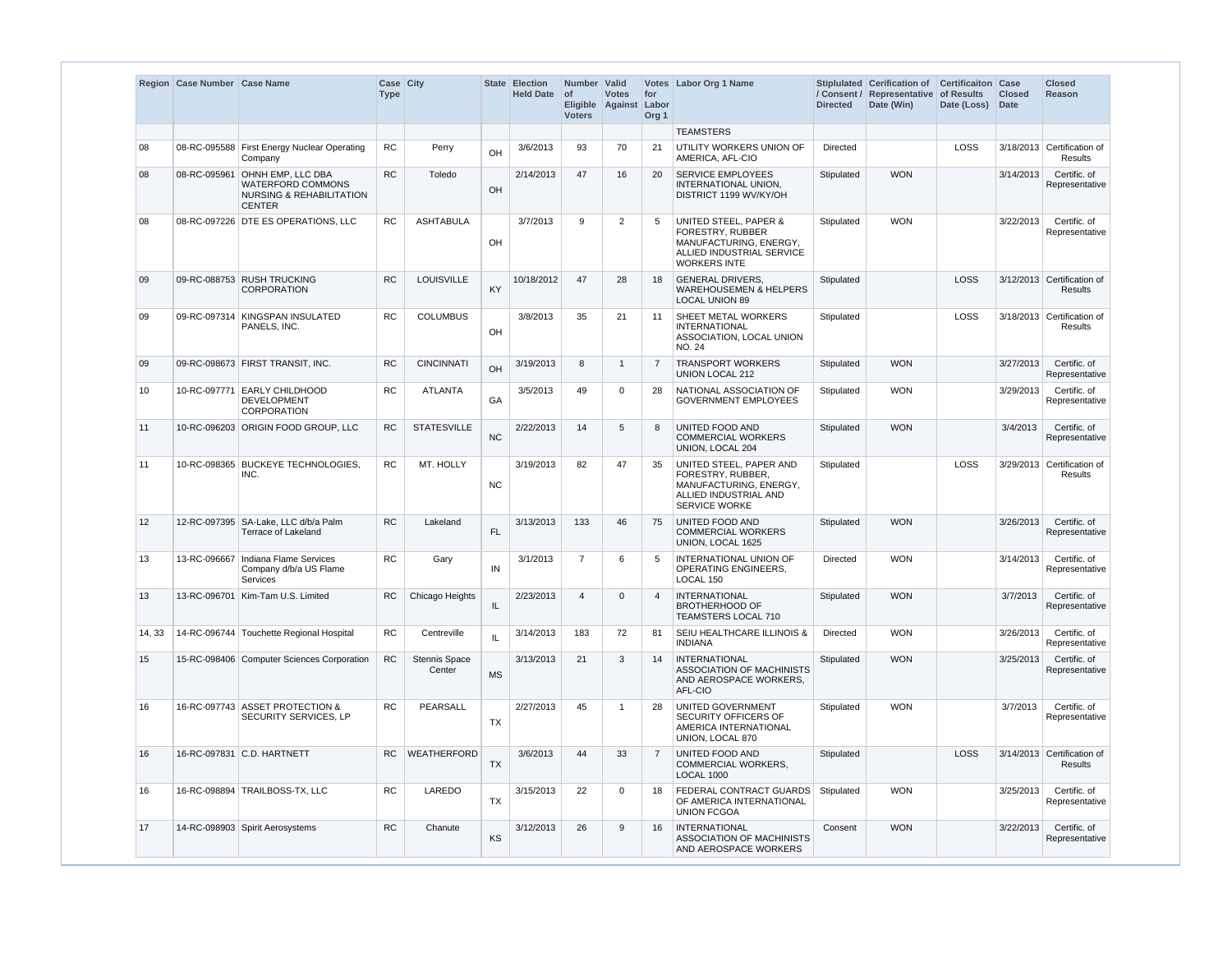| Region | Case Number | Case Name | Case Type | City | State | Election Held Date | Number of Eligible Voters | Valid Votes Against | Votes for Labor Org 1 | Labor Org 1 Name | Stiplulated / Consent / Directed | Cerification of Representative Date (Win) | Certificaiton of Results Date (Loss) | Case Closed Date | Closed Reason |
|---|---|---|---|---|---|---|---|---|---|---|---|---|---|---|---|
| | | | | | | | | | | TEAMSTERS | | | | | |
| 08 | 08-RC-095588 | First Energy Nuclear Operating Company | RC | Perry | OH | 3/6/2013 | 93 | 70 | 21 | UTILITY WORKERS UNION OF AMERICA, AFL-CIO | Directed | | LOSS | 3/18/2013 | Certification of Results |
| 08 | 08-RC-095961 | OHNH EMP, LLC DBA WATERFORD COMMONS NURSING & REHABILITATION CENTER | RC | Toledo | OH | 2/14/2013 | 47 | 16 | 20 | SERVICE EMPLOYEES INTERNATIONAL UNION, DISTRICT 1199 WV/KY/OH | Stipulated | WON | | 3/14/2013 | Certific. of Representative |
| 08 | 08-RC-097226 | DTE ES OPERATIONS, LLC | RC | ASHTABULA | OH | 3/7/2013 | 9 | 2 | 5 | UNITED STEEL, PAPER & FORESTRY, RUBBER MANUFACTURING, ENERGY, ALLIED INDUSTRIAL SERVICE WORKERS INTE | Stipulated | WON | | 3/22/2013 | Certific. of Representative |
| 09 | 09-RC-088753 | RUSH TRUCKING CORPORATION | RC | LOUISVILLE | KY | 10/18/2012 | 47 | 28 | 18 | GENERAL DRIVERS, WAREHOUSEMEN & HELPERS LOCAL UNION 89 | Stipulated | | LOSS | 3/12/2013 | Certification of Results |
| 09 | 09-RC-097314 | KINGSPAN INSULATED PANELS, INC. | RC | COLUMBUS | OH | 3/8/2013 | 35 | 21 | 11 | SHEET METAL WORKERS INTERNATIONAL ASSOCIATION, LOCAL UNION NO. 24 | Stipulated | | LOSS | 3/18/2013 | Certification of Results |
| 09 | 09-RC-098673 | FIRST TRANSIT, INC. | RC | CINCINNATI | OH | 3/19/2013 | 8 | 1 | 7 | TRANSPORT WORKERS UNION LOCAL 212 | Stipulated | WON | | 3/27/2013 | Certific. of Representative |
| 10 | 10-RC-097771 | EARLY CHILDHOOD DEVELOPMENT CORPORATION | RC | ATLANTA | GA | 3/5/2013 | 49 | 0 | 28 | NATIONAL ASSOCIATION OF GOVERNMENT EMPLOYEES | Stipulated | WON | | 3/29/2013 | Certific. of Representative |
| 11 | 10-RC-096203 | ORIGIN FOOD GROUP, LLC | RC | STATESVILLE | NC | 2/22/2013 | 14 | 5 | 8 | UNITED FOOD AND COMMERCIAL WORKERS UNION, LOCAL 204 | Stipulated | WON | | 3/4/2013 | Certific. of Representative |
| 11 | 10-RC-098365 | BUCKEYE TECHNOLOGIES, INC. | RC | MT. HOLLY | NC | 3/19/2013 | 82 | 47 | 35 | UNITED STEEL, PAPER AND FORESTRY, RUBBER, MANUFACTURING, ENERGY, ALLIED INDUSTRIAL AND SERVICE WORKE | Stipulated | | LOSS | 3/29/2013 | Certification of Results |
| 12 | 12-RC-097395 | SA-Lake, LLC d/b/a Palm Terrace of Lakeland | RC | Lakeland | FL | 3/13/2013 | 133 | 46 | 75 | UNITED FOOD AND COMMERCIAL WORKERS UNION, LOCAL 1625 | Stipulated | WON | | 3/26/2013 | Certific. of Representative |
| 13 | 13-RC-096667 | Indiana Flame Services Company d/b/a US Flame Services | RC | Gary | IN | 3/1/2013 | 7 | 6 | 5 | INTERNATIONAL UNION OF OPERATING ENGINEERS, LOCAL 150 | Directed | WON | | 3/14/2013 | Certific. of Representative |
| 13 | 13-RC-096701 | Kim-Tam U.S. Limited | RC | Chicago Heights | IL | 2/23/2013 | 4 | 0 | 4 | INTERNATIONAL BROTHERHOOD OF TEAMSTERS LOCAL 710 | Stipulated | WON | | 3/7/2013 | Certific. of Representative |
| 14, 33 | 14-RC-096744 | Touchette Regional Hospital | RC | Centreville | IL | 3/14/2013 | 183 | 72 | 81 | SEIU HEALTHCARE ILLINOIS & INDIANA | Directed | WON | | 3/26/2013 | Certific. of Representative |
| 15 | 15-RC-098406 | Computer Sciences Corporation | RC | Stennis Space Center | MS | 3/13/2013 | 21 | 3 | 14 | INTERNATIONAL ASSOCIATION OF MACHINISTS AND AEROSPACE WORKERS, AFL-CIO | Stipulated | WON | | 3/25/2013 | Certific. of Representative |
| 16 | 16-RC-097743 | ASSET PROTECTION & SECURITY SERVICES, LP | RC | PEARSALL | TX | 2/27/2013 | 45 | 1 | 28 | UNITED GOVERNMENT SECURITY OFFICERS OF AMERICA INTERNATIONAL UNION, LOCAL 870 | Stipulated | WON | | 3/7/2013 | Certific. of Representative |
| 16 | 16-RC-097831 | C.D. HARTNETT | RC | WEATHERFORD | TX | 3/6/2013 | 44 | 33 | 7 | UNITED FOOD AND COMMERCIAL WORKERS, LOCAL 1000 | Stipulated | | LOSS | 3/14/2013 | Certification of Results |
| 16 | 16-RC-098894 | TRAILBOSS-TX, LLC | RC | LAREDO | TX | 3/15/2013 | 22 | 0 | 18 | FEDERAL CONTRACT GUARDS OF AMERICA INTERNATIONAL UNION FCGOA | Stipulated | WON | | 3/25/2013 | Certific. of Representative |
| 17 | 14-RC-098903 | Spirit Aerosystems | RC | Chanute | KS | 3/12/2013 | 26 | 9 | 16 | INTERNATIONAL ASSOCIATION OF MACHINISTS AND AEROSPACE WORKERS | Consent | WON | | 3/22/2013 | Certific. of Representative |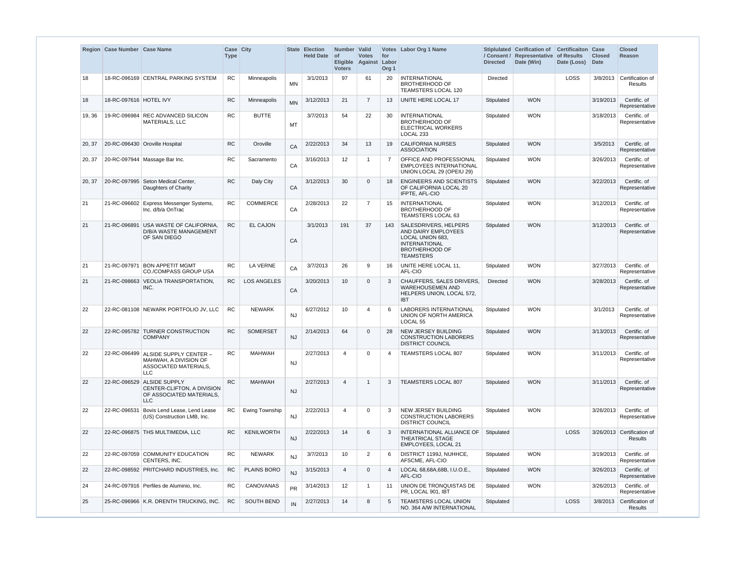| Region | Case Number | Case Name | Case Type | City | State | Election Held Date | Number of Eligible Voters | Valid Votes Against | Votes for Labor Org 1 | Labor Org 1 Name | Stiplulated / Consent / Directed | Cerification of Representative Date (Win) | Certificaiton of Results Date (Loss) | Case Closed Date | Closed Reason |
|---|---|---|---|---|---|---|---|---|---|---|---|---|---|---|---|
| 18 | 18-RC-096169 | CENTRAL PARKING SYSTEM | RC | Minneapolis | MN | 3/1/2013 | 97 | 61 | 20 | INTERNATIONAL BROTHERHOOD OF TEAMSTERS LOCAL 120 | Directed | | LOSS | 3/8/2013 | Certification of Results |
| 18 | 18-RC-097616 | HOTEL IVY | RC | Minneapolis | MN | 3/12/2013 | 21 | 7 | 13 | UNITE HERE LOCAL 17 | Stipulated | WON | | 3/19/2013 | Certific. of Representative |
| 19, 36 | 19-RC-096984 | REC ADVANCED SILICON MATERIALS, LLC | RC | BUTTE | MT | 3/7/2013 | 54 | 22 | 30 | INTERNATIONAL BROTHERHOOD OF ELECTRICAL WORKERS LOCAL 233 | Stipulated | WON | | 3/18/2013 | Certific. of Representative |
| 20, 37 | 20-RC-096430 | Oroville Hospital | RC | Oroville | CA | 2/22/2013 | 34 | 13 | 19 | CALIFORNIA NURSES ASSOCIATION | Stipulated | WON | | 3/5/2013 | Certific. of Representative |
| 20, 37 | 20-RC-097944 | Massage Bar Inc. | RC | Sacramento | CA | 3/16/2013 | 12 | 1 | 7 | OFFICE AND PROFESSIONAL EMPLOYEES INTERNATIONAL UNION LOCAL 29 (OPEIU 29) | Stipulated | WON | | 3/26/2013 | Certific. of Representative |
| 20, 37 | 20-RC-097995 | Seton Medical Center, Daughters of Charity | RC | Daly City | CA | 3/12/2013 | 30 | 0 | 18 | ENGINEERS AND SCIENTISTS OF CALIFORNIA LOCAL 20 IFPTE, AFL-CIO | Stipulated | WON | | 3/22/2013 | Certific. of Representative |
| 21 | 21-RC-096602 | Express Messenger Systems, Inc. d/b/a OnTrac | RC | COMMERCE | CA | 2/28/2013 | 22 | 7 | 15 | INTERNATIONAL BROTHERHOOD OF TEAMSTERS LOCAL 63 | Stipulated | WON | | 3/12/2013 | Certific. of Representative |
| 21 | 21-RC-096891 | USA WASTE OF CALIFORNIA, D/B/A WASTE MANAGEMENT OF SAN DIEGO | RC | EL CAJON | CA | 3/1/2013 | 191 | 37 | 143 | SALESDRIVERS, HELPERS AND DAIRY EMPLOYEES LOCAL UNION 683, INTERNATIONAL BROTHERHOOD OF TEAMSTERS | Stipulated | WON | | 3/12/2013 | Certific. of Representative |
| 21 | 21-RC-097971 | BON APPETIT MGMT CO./COMPASS GROUP USA | RC | LA VERNE | CA | 3/7/2013 | 26 | 9 | 16 | UNITE HERE LOCAL 11, AFL-CIO | Stipulated | WON | | 3/27/2013 | Certific. of Representative |
| 21 | 21-RC-098663 | VEOLIA TRANSPORTATION, INC. | RC | LOS ANGELES | CA | 3/20/2013 | 10 | 0 | 3 | CHAUFFERS, SALES DRIVERS, WAREHOUSEMEN AND HELPERS UNION, LOCAL 572, IBT | Directed | WON | | 3/28/2013 | Certific. of Representative |
| 22 | 22-RC-081108 | NEWARK PORTFOLIO JV, LLC | RC | NEWARK | NJ | 6/27/2012 | 10 | 4 | 6 | LABORERS INTERNATIONAL UNION OF NORTH AMERICA LOCAL 55 | Stipulated | WON | | 3/1/2013 | Certific. of Representative |
| 22 | 22-RC-095782 | TURNER CONSTRUCTION COMPANY | RC | SOMERSET | NJ | 2/14/2013 | 64 | 0 | 28 | NEW JERSEY BUILDING CONSTRUCTION LABORERS DISTRICT COUNCIL | Stipulated | WON | | 3/13/2013 | Certific. of Representative |
| 22 | 22-RC-096499 | ALSIDE SUPPLY CENTER – MAHWAH, A DIVISION OF ASSOCIATED MATERIALS, LLC | RC | MAHWAH | NJ | 2/27/2013 | 4 | 0 | 4 | TEAMSTERS LOCAL 807 | Stipulated | WON | | 3/11/2013 | Certific. of Representative |
| 22 | 22-RC-096529 | ALSIDE SUPPLY CENTER-CLIFTON, A DIVISION OF ASSOCIATED MATERIALS, LLC | RC | MAHWAH | NJ | 2/27/2013 | 4 | 1 | 3 | TEAMSTERS LOCAL 807 | Stipulated | WON | | 3/11/2013 | Certific. of Representative |
| 22 | 22-RC-096531 | Bovis Lend Lease, Lend Lease (US) Construction LMB, Inc. | RC | Ewing Township | NJ | 2/22/2013 | 4 | 0 | 3 | NEW JERSEY BUILDING CONSTRUCTION LABORERS DISTRICT COUNCIL | Stipulated | WON | | 3/26/2013 | Certific. of Representative |
| 22 | 22-RC-096875 | THS MULTIMEDIA, LLC | RC | KENILWORTH | NJ | 2/22/2013 | 14 | 6 | 3 | INTERNATIONAL ALLIANCE OF THEATRICAL STAGE EMPLOYEES, LOCAL 21 | Stipulated | | LOSS | 3/26/2013 | Certification of Results |
| 22 | 22-RC-097059 | COMMUNITY EDUCATION CENTERS, INC. | RC | NEWARK | NJ | 3/7/2013 | 10 | 2 | 6 | DISTRICT 1199J, NUHHCE, AFSCME, AFL-CIO | Stipulated | WON | | 3/19/2013 | Certific. of Representative |
| 22 | 22-RC-098592 | PRITCHARD INDUSTRIES, Inc. | RC | PLAINS BORO | NJ | 3/15/2013 | 4 | 0 | 4 | LOCAL 68,68A,68B, I.U.O.E., AFL-CIO | Stipulated | WON | | 3/26/2013 | Certific. of Representative |
| 24 | 24-RC-097916 | Perfiles de Aluminio, Inc. | RC | CANOVANAS | PR | 3/14/2013 | 12 | 1 | 11 | UNION DE TRONQUISTAS DE PR, LOCAL 901, IBT | Stipulated | WON | | 3/26/2013 | Certific. of Representative |
| 25 | 25-RC-096966 | K.R. DRENTH TRUCKING, INC. | RC | SOUTH BEND | IN | 2/27/2013 | 14 | 8 | 5 | TEAMSTERS LOCAL UNION NO. 364 A/W INTERNATIONAL | Stipulated | | LOSS | 3/8/2013 | Certification of Results |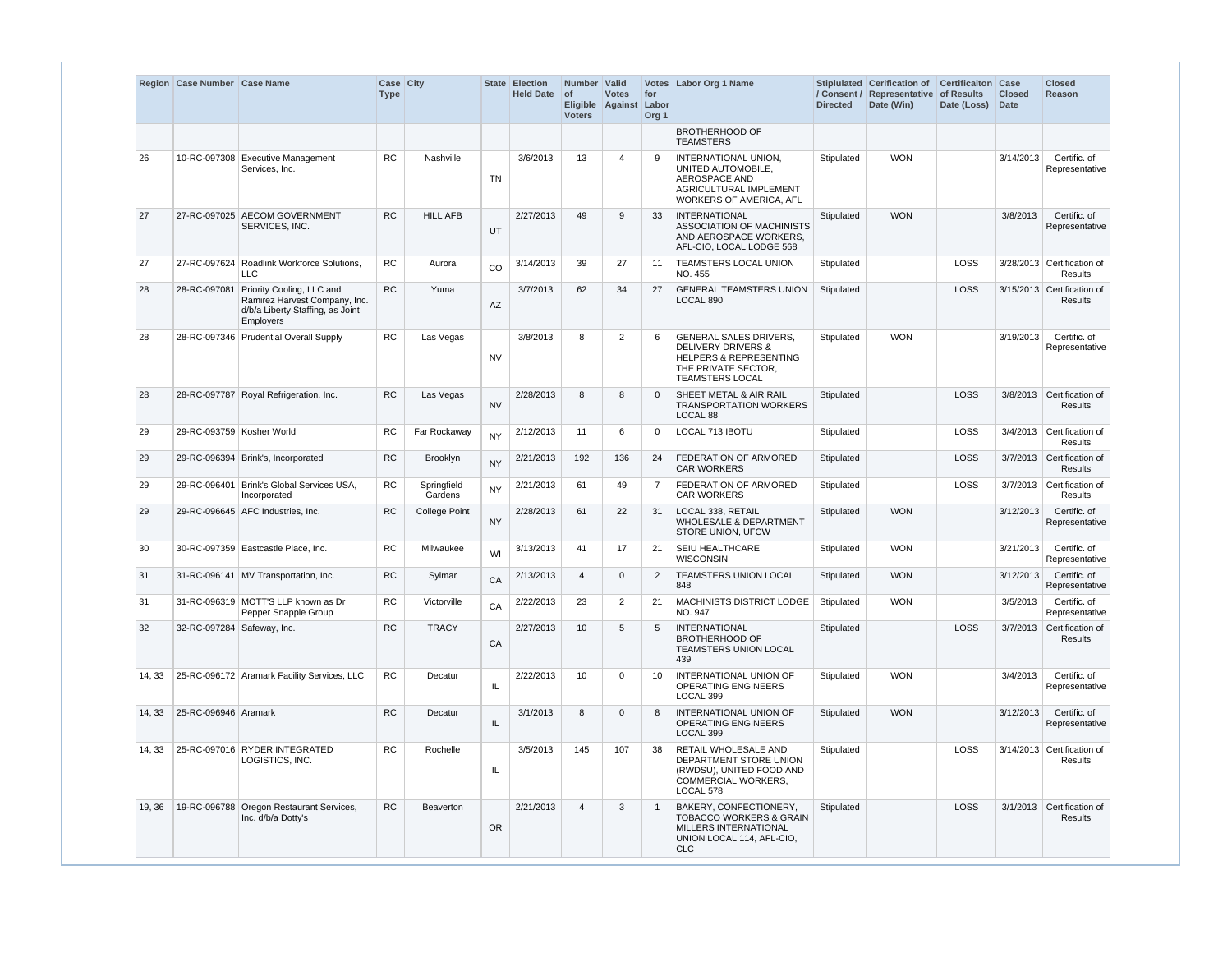| Region | Case Number | Case Name | Case Type | City | State | Election Held Date | Number of Eligible Voters | Valid Votes Against | Votes for Labor Org 1 | Labor Org 1 Name | Stiplulated / Consent / Directed | Cerification of Representative Date (Win) | Certificaiton of Results Date (Loss) | Case Closed Date | Closed Reason |
|---|---|---|---|---|---|---|---|---|---|---|---|---|---|---|---|
| | | | | | | | | | | BROTHERHOOD OF TEAMSTERS | | | | | |
| 26 | 10-RC-097308 | Executive Management Services, Inc. | RC | Nashville | TN | 3/6/2013 | 13 | 4 | 9 | INTERNATIONAL UNION, UNITED AUTOMOBILE, AEROSPACE AND AGRICULTURAL IMPLEMENT WORKERS OF AMERICA, AFL | Stipulated | WON | | 3/14/2013 | Certific. of Representative |
| 27 | 27-RC-097025 | AECOM GOVERNMENT SERVICES, INC. | RC | HILL AFB | UT | 2/27/2013 | 49 | 9 | 33 | INTERNATIONAL ASSOCIATION OF MACHINISTS AND AEROSPACE WORKERS, AFL-CIO, LOCAL LODGE 568 | Stipulated | WON | | 3/8/2013 | Certific. of Representative |
| 27 | 27-RC-097624 | Roadlink Workforce Solutions, LLC | RC | Aurora | CO | 3/14/2013 | 39 | 27 | 11 | TEAMSTERS LOCAL UNION NO. 455 | Stipulated | | LOSS | 3/28/2013 | Certification of Results |
| 28 | 28-RC-097081 | Priority Cooling, LLC and Ramirez Harvest Company, Inc. d/b/a Liberty Staffing, as Joint Employers | RC | Yuma | AZ | 3/7/2013 | 62 | 34 | 27 | GENERAL TEAMSTERS UNION LOCAL 890 | Stipulated | | LOSS | 3/15/2013 | Certification of Results |
| 28 | 28-RC-097346 | Prudential Overall Supply | RC | Las Vegas | NV | 3/8/2013 | 8 | 2 | 6 | GENERAL SALES DRIVERS, DELIVERY DRIVERS & HELPERS & REPRESENTING THE PRIVATE SECTOR, TEAMSTERS LOCAL | Stipulated | WON | | 3/19/2013 | Certific. of Representative |
| 28 | 28-RC-097787 | Royal Refrigeration, Inc. | RC | Las Vegas | NV | 2/28/2013 | 8 | 8 | 0 | SHEET METAL & AIR RAIL TRANSPORTATION WORKERS LOCAL 88 | Stipulated | | LOSS | 3/8/2013 | Certification of Results |
| 29 | 29-RC-093759 | Kosher World | RC | Far Rockaway | NY | 2/12/2013 | 11 | 6 | 0 | LOCAL 713 IBOTU | Stipulated | | LOSS | 3/4/2013 | Certification of Results |
| 29 | 29-RC-096394 | Brink's, Incorporated | RC | Brooklyn | NY | 2/21/2013 | 192 | 136 | 24 | FEDERATION OF ARMORED CAR WORKERS | Stipulated | | LOSS | 3/7/2013 | Certification of Results |
| 29 | 29-RC-096401 | Brink's Global Services USA, Incorporated | RC | Springfield Gardens | NY | 2/21/2013 | 61 | 49 | 7 | FEDERATION OF ARMORED CAR WORKERS | Stipulated | | LOSS | 3/7/2013 | Certification of Results |
| 29 | 29-RC-096645 | AFC Industries, Inc. | RC | College Point | NY | 2/28/2013 | 61 | 22 | 31 | LOCAL 338, RETAIL WHOLESALE & DEPARTMENT STORE UNION, UFCW | Stipulated | WON | | 3/12/2013 | Certific. of Representative |
| 30 | 30-RC-097359 | Eastcastle Place, Inc. | RC | Milwaukee | WI | 3/13/2013 | 41 | 17 | 21 | SEIU HEALTHCARE WISCONSIN | Stipulated | WON | | 3/21/2013 | Certific. of Representative |
| 31 | 31-RC-096141 | MV Transportation, Inc. | RC | Sylmar | CA | 2/13/2013 | 4 | 0 | 2 | TEAMSTERS UNION LOCAL 848 | Stipulated | WON | | 3/12/2013 | Certific. of Representative |
| 31 | 31-RC-096319 | MOTT'S LLP known as Dr Pepper Snapple Group | RC | Victorville | CA | 2/22/2013 | 23 | 2 | 21 | MACHINISTS DISTRICT LODGE NO. 947 | Stipulated | WON | | 3/5/2013 | Certific. of Representative |
| 32 | 32-RC-097284 | Safeway, Inc. | RC | TRACY | CA | 2/27/2013 | 10 | 5 | 5 | INTERNATIONAL BROTHERHOOD OF TEAMSTERS UNION LOCAL 439 | Stipulated | | LOSS | 3/7/2013 | Certification of Results |
| 14, 33 | 25-RC-096172 | Aramark Facility Services, LLC | RC | Decatur | IL | 2/22/2013 | 10 | 0 | 10 | INTERNATIONAL UNION OF OPERATING ENGINEERS LOCAL 399 | Stipulated | WON | | 3/4/2013 | Certific. of Representative |
| 14, 33 | 25-RC-096946 | Aramark | RC | Decatur | IL | 3/1/2013 | 8 | 0 | 8 | INTERNATIONAL UNION OF OPERATING ENGINEERS LOCAL 399 | Stipulated | WON | | 3/12/2013 | Certific. of Representative |
| 14, 33 | 25-RC-097016 | RYDER INTEGRATED LOGISTICS, INC. | RC | Rochelle | IL | 3/5/2013 | 145 | 107 | 38 | RETAIL WHOLESALE AND DEPARTMENT STORE UNION (RWDSU), UNITED FOOD AND COMMERCIAL WORKERS, LOCAL 578 | Stipulated | | LOSS | 3/14/2013 | Certification of Results |
| 19, 36 | 19-RC-096788 | Oregon Restaurant Services, Inc. d/b/a Dotty's | RC | Beaverton | OR | 2/21/2013 | 4 | 3 | 1 | BAKERY, CONFECTIONERY, TOBACCO WORKERS & GRAIN MILLERS INTERNATIONAL UNION LOCAL 114, AFL-CIO, CLC | Stipulated | | LOSS | 3/1/2013 | Certification of Results |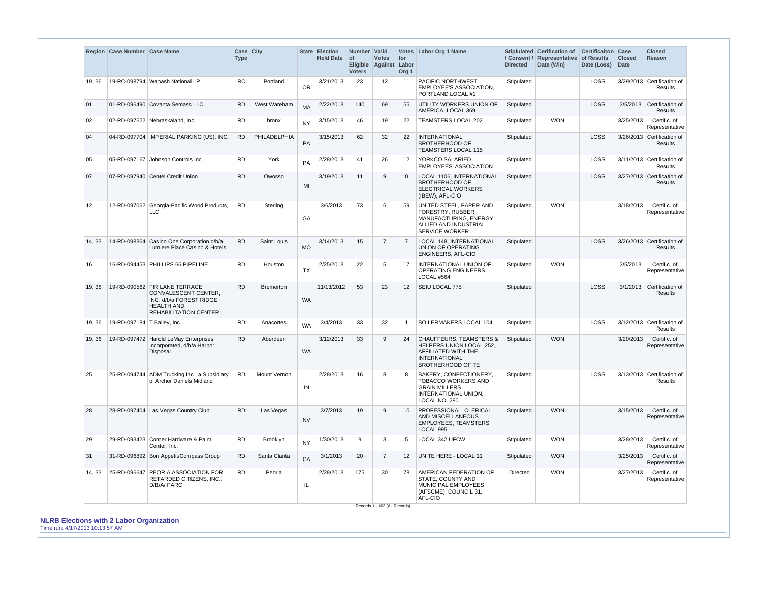| Region | Case Number | Case Name | Case Type | City | State | Election Held Date | Number of Eligible Voters | Valid Votes Against | Votes for Labor Org 1 | Labor Org 1 Name | Stiplulated / Consent / Directed | Cerification of Representative Date (Win) | Certificaiton of Results Date (Loss) | Case Closed Date | Closed Reason |
|---|---|---|---|---|---|---|---|---|---|---|---|---|---|---|---|
| 19, 36 | 19-RC-098794 | Wabash National LP | RC | Portland | OR | 3/21/2013 | 23 | 12 | 11 | PACIFIC NORTHWEST EMPLOYEE'S ASSOCIATION, PORTLAND LOCAL #1 | Stipulated | | LOSS | 3/29/2013 | Certification of Results |
| 01 | 01-RD-096490 | Covanta Semass LLC | RD | West Wareham | MA | 2/22/2013 | 140 | 69 | 55 | UTILITY WORKERS UNION OF AMERICA, LOCAL 369 | Stipulated | | LOSS | 3/5/2013 | Certification of Results |
| 02 | 02-RD-097622 | Nebraskaland, Inc. | RD | bronx | NY | 3/15/2013 | 46 | 19 | 22 | TEAMSTERS LOCAL 202 | Stipulated | WON | | 3/25/2013 | Certific. of Representative |
| 04 | 04-RD-097704 | IMPERIAL PARKING (US), INC. | RD | PHILADELPHIA | PA | 3/15/2013 | 62 | 32 | 22 | INTERNATIONAL BROTHERHOOD OF TEAMSTERS LOCAL 115 | Stipulated | | LOSS | 3/26/2013 | Certification of Results |
| 05 | 05-RD-097167 | Johnson Controls Inc. | RD | York | PA | 2/28/2013 | 41 | 26 | 12 | YORKCO SALARIED EMPLOYEES' ASSOCIATION | Stipulated | | LOSS | 3/11/2013 | Certification of Results |
| 07 | 07-RD-097940 | Centel Credit Union | RD | Owosso | MI | 3/19/2013 | 11 | 9 | 0 | LOCAL 1106, INTERNATIONAL BROTHERHOOD OF ELECTRICAL WORKERS (IBEW), AFL-CIO | Stipulated | | LOSS | 3/27/2013 | Certification of Results |
| 12 | 12-RD-097062 | Georgia-Pacific Wood Products, LLC | RD | Sterling | GA | 3/6/2013 | 73 | 6 | 59 | UNITED STEEL, PAPER AND FORESTRY, RUBBER MANUFACTURING, ENERGY, ALLIED AND INDUSTRIAL SERVICE WORKER | Stipulated | WON | | 3/18/2013 | Certific. of Representative |
| 14, 33 | 14-RD-098364 | Casino One Corporation d/b/a Lumiere Place Casino & Hotels | RD | Saint Louis | MO | 3/14/2013 | 15 | 7 | 7 | LOCAL 148, INTERNATIONAL UNION OF OPERATING ENGINEERS, AFL-CIO | Stipulated | | LOSS | 3/26/2013 | Certification of Results |
| 16 | 16-RD-094453 | PHILLIPS 66 PIPELINE | RD | Houston | TX | 2/25/2013 | 22 | 5 | 17 | INTERNATIONAL UNION OF OPERATING ENGINEERS LOCAL #564 | Stipulated | WON | | 3/5/2013 | Certific. of Representative |
| 19, 36 | 19-RD-090562 | FIR LANE TERRACE CONVALESCENT CENTER, INC. d/b/a FOREST RIDGE HEALTH AND REHABILITATION CENTER | RD | Bremerton | WA | 11/13/2012 | 53 | 23 | 12 | SEIU LOCAL 775 | Stipulated | | LOSS | 3/1/2013 | Certification of Results |
| 19, 36 | 19-RD-097184 | T Bailey, Inc. | RD | Anacortes | WA | 3/4/2013 | 33 | 32 | 1 | BOILERMAKERS LOCAL 104 | Stipulated | | LOSS | 3/12/2013 | Certification of Results |
| 19, 36 | 19-RD-097472 | Harold LeMay Enterprises, Incorporated, d/b/a Harbor Disposal | RD | Aberdeen | WA | 3/12/2013 | 33 | 9 | 24 | CHAUFFEURS, TEAMSTERS & HELPERS UNION LOCAL 252, AFFILIATED WITH THE INTERNATIONAL BROTHERHOOD OF TE | Stipulated | WON | | 3/20/2013 | Certific. of Representative |
| 25 | 25-RD-094744 | ADM Trucking Inc., a Subsidiary of Archer Daniels Midland | RD | Mount Vernon | IN | 2/28/2013 | 16 | 8 | 8 | BAKERY, CONFECTIONERY, TOBACCO WORKERS AND GRAIN MILLERS INTERNATIONAL UNION, LOCAL NO. 280 | Stipulated | | LOSS | 3/13/2013 | Certification of Results |
| 28 | 28-RD-097404 | Las Vegas Country Club | RD | Las Vegas | NV | 3/7/2013 | 19 | 9 | 10 | PROFESSIONAL, CLERICAL AND MISCELLANEOUS EMPLOYEES, TEAMSTERS LOCAL 995 | Stipulated | WON | | 3/15/2013 | Certific. of Representative |
| 29 | 29-RD-093423 | Corner Hardware & Paint Center, Inc. | RD | Brooklyn | NY | 1/30/2013 | 9 | 3 | 5 | LOCAL 342 UFCW | Stipulated | WON | | 3/28/2013 | Certific. of Representative |
| 31 | 31-RD-096892 | Bon Appetit/Compass Group | RD | Santa Clarita | CA | 3/1/2013 | 20 | 7 | 12 | UNITE HERE - LOCAL 11 | Stipulated | WON | | 3/25/2013 | Certific. of Representative |
| 14, 33 | 25-RD-096647 | PEORIA ASSOCIATION FOR RETARDED CITIZENS, INC., D/B/A/ PARC | RD | Peoria | IL | 2/28/2013 | 175 | 30 | 78 | AMERICAN FEDERATION OF STATE, COUNTY AND MUNICIPAL EMPLOYEES (AFSCME), COUNCIL 31, AFL-CIO | Directed | WON | | 3/27/2013 | Certific. of Representative |

Records 1 - 103 (All Records)

**NLRB Elections with 2 Labor Organization**
Time run: 4/17/2013 10:13:57 AM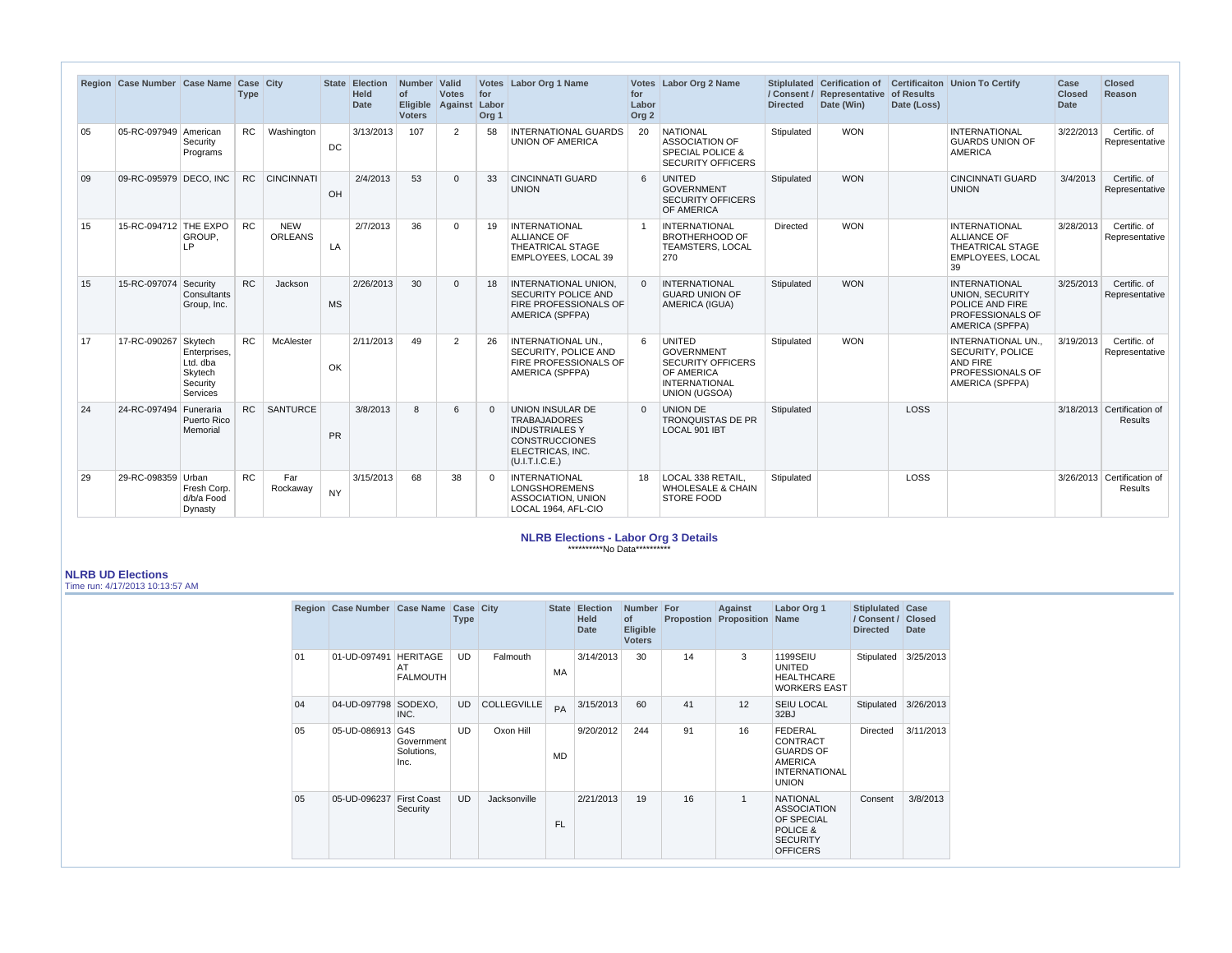| Region | Case Number | Case Name | Case Type | City | State | Election Held Date | Number of Eligible Voters | Valid Votes Against | Votes for Labor Org 1 | Labor Org 1 Name | Votes for Labor Org 2 | Labor Org 2 Name | Stiplulated / Consent / Directed | Cerification of Representative Date (Win) | Certificaiton of Results Date (Loss) | Union To Certify | Case Closed Date | Closed Reason |
|---|---|---|---|---|---|---|---|---|---|---|---|---|---|---|---|---|---|---|
| 05 | 05-RC-097949 | American Security Programs | RC | Washington | DC | 3/13/2013 | 107 | 2 | 58 | INTERNATIONAL GUARDS UNION OF AMERICA | 20 | NATIONAL ASSOCIATION OF SPECIAL POLICE & SECURITY OFFICERS | Stipulated | WON | | INTERNATIONAL GUARDS UNION OF AMERICA | 3/22/2013 | Certific. of Representative |
| 09 | 09-RC-095979 | DECO, INC | RC | CINCINNATI | OH | 2/4/2013 | 53 | 0 | 33 | CINCINNATI GUARD UNION | 6 | UNITED GOVERNMENT SECURITY OFFICERS OF AMERICA | Stipulated | WON | | CINCINNATI GUARD UNION | 3/4/2013 | Certific. of Representative |
| 15 | 15-RC-094712 | THE EXPO GROUP, LP | RC | NEW ORLEANS | LA | 2/7/2013 | 36 | 0 | 19 | INTERNATIONAL ALLIANCE OF THEATRICAL STAGE EMPLOYEES, LOCAL 39 | 1 | INTERNATIONAL BROTHERHOOD OF TEAMSTERS, LOCAL 270 | Directed | WON | | INTERNATIONAL ALLIANCE OF THEATRICAL STAGE EMPLOYEES, LOCAL 39 | 3/28/2013 | Certific. of Representative |
| 15 | 15-RC-097074 | Security Consultants Group, Inc. | RC | Jackson | MS | 2/26/2013 | 30 | 0 | 18 | INTERNATIONAL UNION, SECURITY POLICE AND FIRE PROFESSIONALS OF AMERICA (SPFPA) | 0 | INTERNATIONAL GUARD UNION OF AMERICA (IGUA) | Stipulated | WON | | INTERNATIONAL UNION, SECURITY POLICE AND FIRE PROFESSIONALS OF AMERICA (SPFPA) | 3/25/2013 | Certific. of Representative |
| 17 | 17-RC-090267 | Skytech Enterprises, Ltd. dba Skytech Security Services | RC | McAlester | OK | 2/11/2013 | 49 | 2 | 26 | INTERNATIONAL UN., SECURITY, POLICE AND FIRE PROFESSIONALS OF AMERICA (SPFPA) | 6 | UNITED GOVERNMENT SECURITY OFFICERS OF AMERICA INTERNATIONAL UNION (UGSOA) | Stipulated | WON | | INTERNATIONAL UN., SECURITY, POLICE AND FIRE PROFESSIONALS OF AMERICA (SPFPA) | 3/19/2013 | Certific. of Representative |
| 24 | 24-RC-097494 | Funeraria Puerto Rico Memorial | RC | SANTURCE | PR | 3/8/2013 | 8 | 6 | 0 | UNION INSULAR DE TRABAJADORES INDUSTRIALES Y CONSTRUCCIONES ELECTRICAS, INC. (U.I.T.I.C.E.) | 0 | UNION DE TRONQUISTAS DE PR LOCAL 901 IBT | Stipulated | | LOSS | | 3/18/2013 | Certification of Results |
| 29 | 29-RC-098359 | Urban Fresh Corp. d/b/a Food Dynasty | RC | Far Rockaway | NY | 3/15/2013 | 68 | 38 | 0 | INTERNATIONAL LONGSHOREMENS ASSOCIATION, UNION LOCAL 1964, AFL-CIO | 18 | LOCAL 338 RETAIL, WHOLESALE & CHAIN STORE FOOD | Stipulated | | LOSS | | 3/26/2013 | Certification of Results |

**NLRB Elections - Labor Org 3 Details**

\*\*\*\*\*\*\*\*\*\*No Data\*\*\*\*\*\*\*\*\*\*

## NLRB UD Elections

Time run: 4/17/2013 10:13:57 AM

| Region | Case Number | Case Name | Case Type | City | State | Election Held Date | Number of Eligible Voters | For Propostion | Against Proposition | Labor Org 1 Name | Stiplulated / Consent / Directed | Case Closed Date |
|---|---|---|---|---|---|---|---|---|---|---|---|---|
| 01 | 01-UD-097491 | HERITAGE AT FALMOUTH | UD | Falmouth | MA | 3/14/2013 | 30 | 14 | 3 | 1199SEIU UNITED HEALTHCARE WORKERS EAST | Stipulated | 3/25/2013 |
| 04 | 04-UD-097798 | SODEXO, INC. | UD | COLLEGVILLE | PA | 3/15/2013 | 60 | 41 | 12 | SEIU LOCAL 32BJ | Stipulated | 3/26/2013 |
| 05 | 05-UD-086913 | G4S Government Solutions, Inc. | UD | Oxon Hill | MD | 9/20/2012 | 244 | 91 | 16 | FEDERAL CONTRACT GUARDS OF AMERICA INTERNATIONAL UNION | Directed | 3/11/2013 |
| 05 | 05-UD-096237 | First Coast Security | UD | Jacksonville | FL | 2/21/2013 | 19 | 16 | 1 | NATIONAL ASSOCIATION OF SPECIAL POLICE & SECURITY OFFICERS | Consent | 3/8/2013 |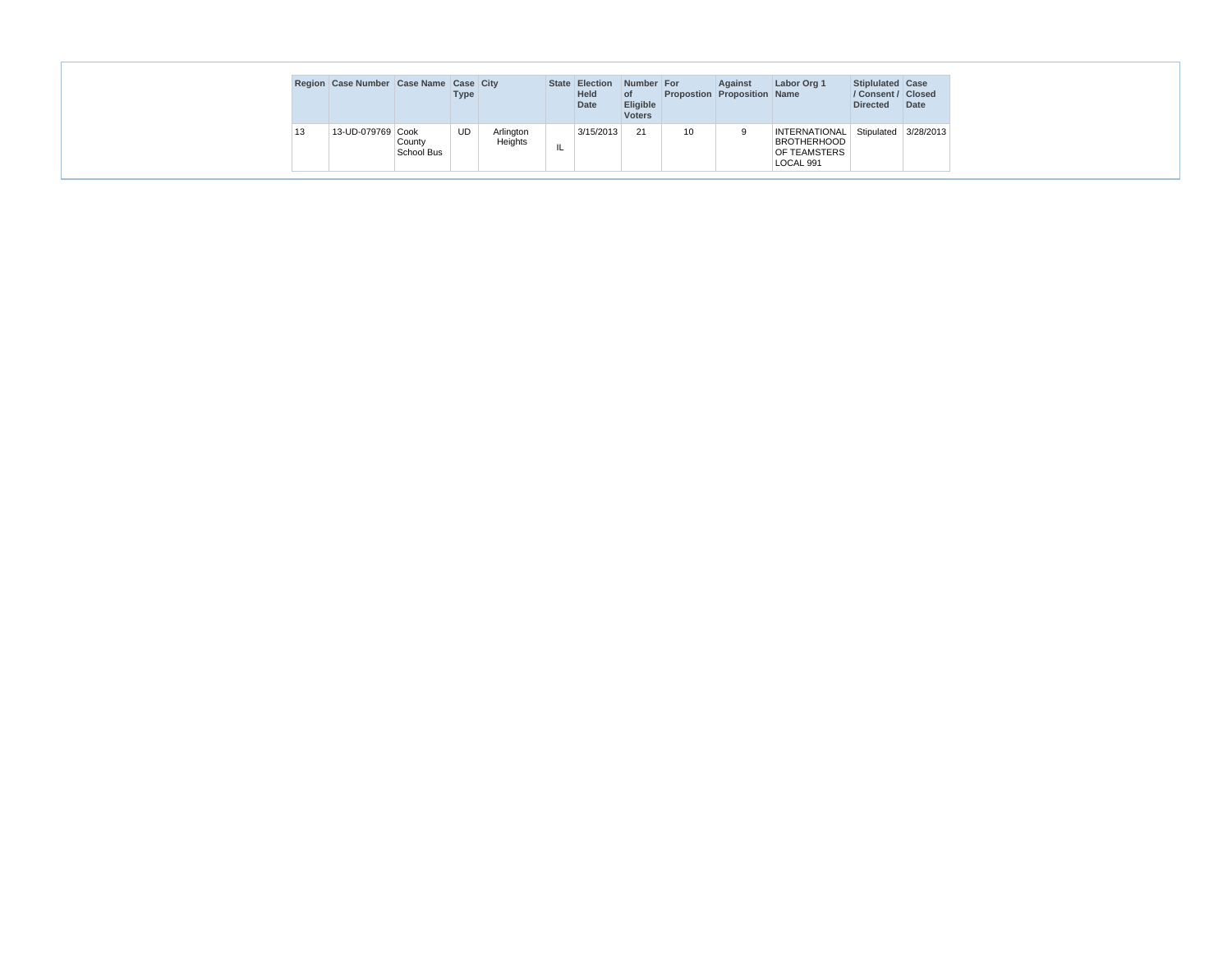| Region | Case Number | Case Name | Case Type | City | State | Election Held Date | Number of Eligible Voters | For Propostion | Against Proposition | Labor Org 1 Name | Stiplulated / Consent / Directed | Case Closed Date |
|---|---|---|---|---|---|---|---|---|---|---|---|---|
| 13 | 13-UD-079769 | Cook County School Bus | UD | Arlington Heights | IL | 3/15/2013 | 21 | 10 | 9 | INTERNATIONAL BROTHERHOOD OF TEAMSTERS LOCAL 991 | Stipulated | 3/28/2013 |